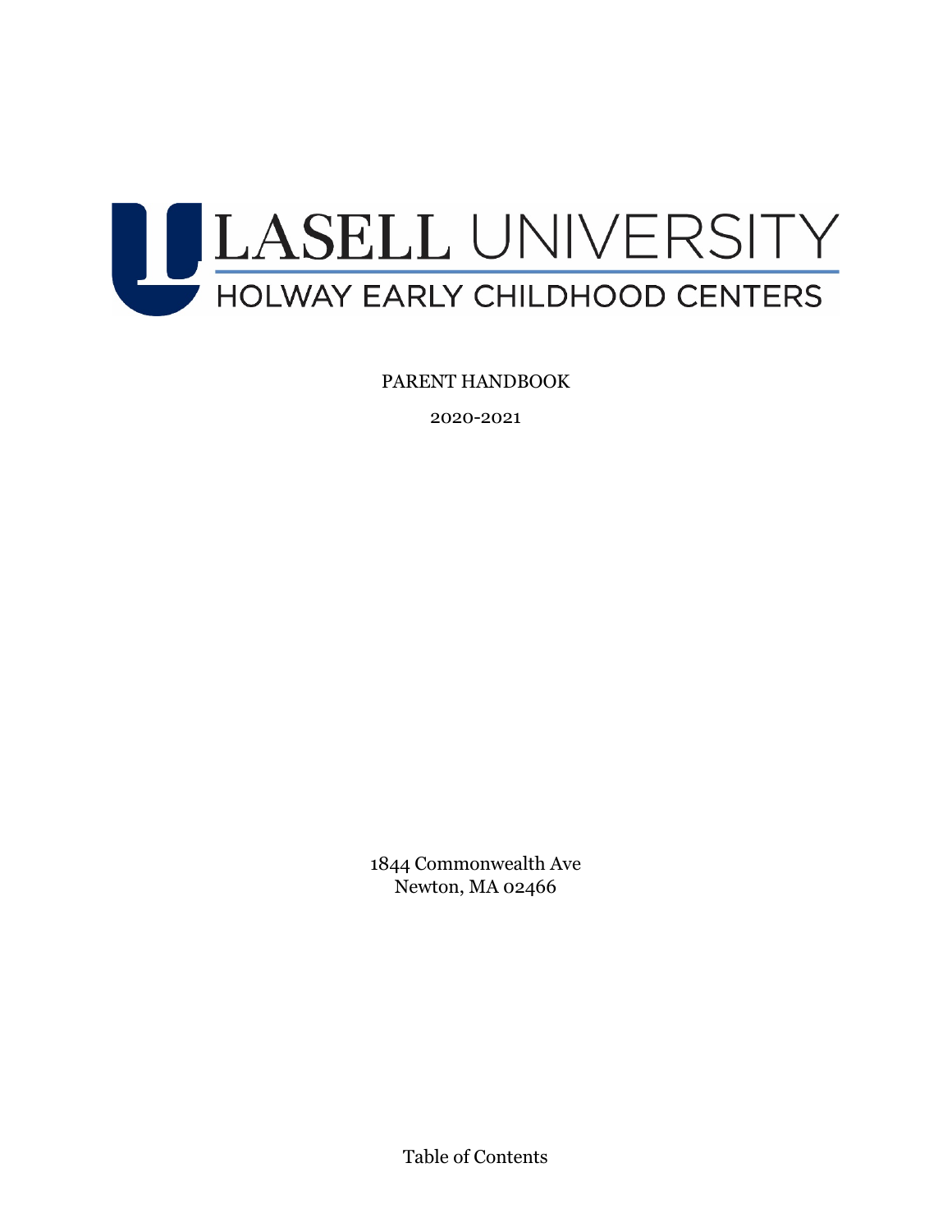# LASELL UNIVERSITY
## HOLWAY EARLY CHILDHOOD CENTERS

PARENT HANDBOOK

2020-2021

1844 Commonwealth Ave
Newton, MA 02466

Table of Contents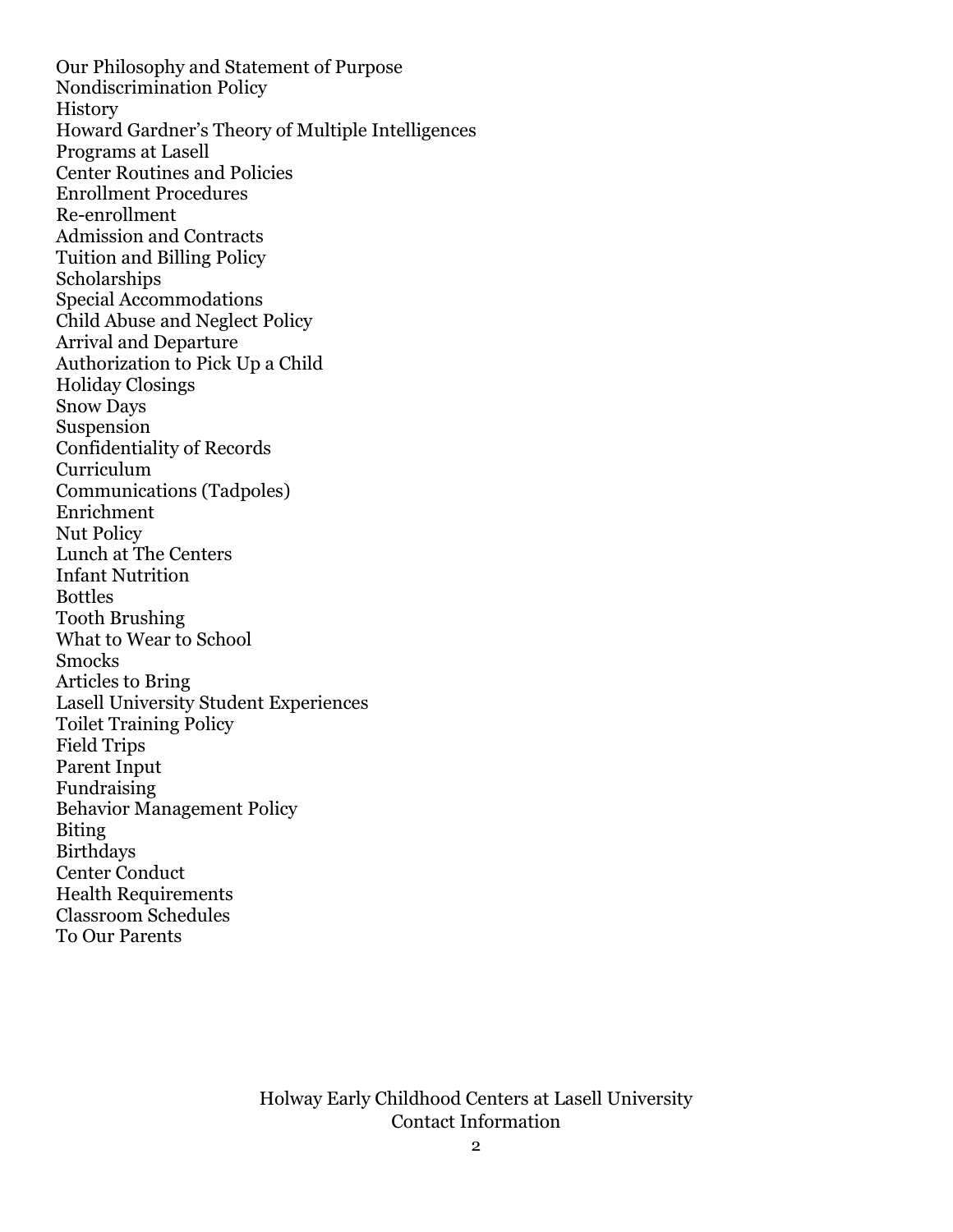Our Philosophy and Statement of Purpose
Nondiscrimination Policy
History
Howard Gardner's Theory of Multiple Intelligences
Programs at Lasell
Center Routines and Policies
Enrollment Procedures
Re-enrollment
Admission and Contracts
Tuition and Billing Policy
Scholarships
Special Accommodations
Child Abuse and Neglect Policy
Arrival and Departure
Authorization to Pick Up a Child
Holiday Closings
Snow Days
Suspension
Confidentiality of Records
Curriculum
Communications (Tadpoles)
Enrichment
Nut Policy
Lunch at The Centers
Infant Nutrition
Bottles
Tooth Brushing
What to Wear to School
Smocks
Articles to Bring
Lasell University Student Experiences
Toilet Training Policy
Field Trips
Parent Input
Fundraising
Behavior Management Policy
Biting
Birthdays
Center Conduct
Health Requirements
Classroom Schedules
To Our Parents

Holway Early Childhood Centers at Lasell University
Contact Information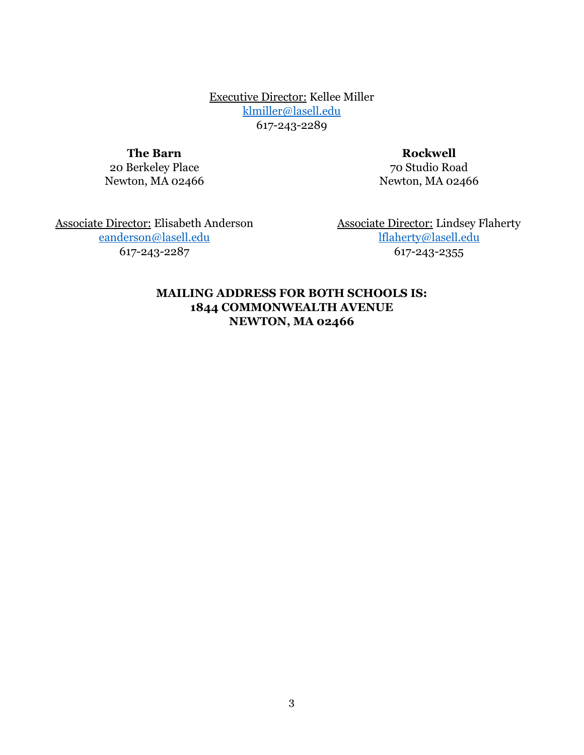Executive Director: Kellee Miller
klmiller@lasell.edu
617-243-2289

**The Barn**
20 Berkeley Place
Newton, MA 02466

Associate Director: Elisabeth Anderson
eanderson@lasell.edu
617-243-2287

**Rockwell**
70 Studio Road
Newton, MA 02466

Associate Director: Lindsey Flaherty
lflaherty@lasell.edu
617-243-2355

**MAILING ADDRESS FOR BOTH SCHOOLS IS:**
**1844 COMMONWEALTH AVENUE**
**NEWTON, MA 02466**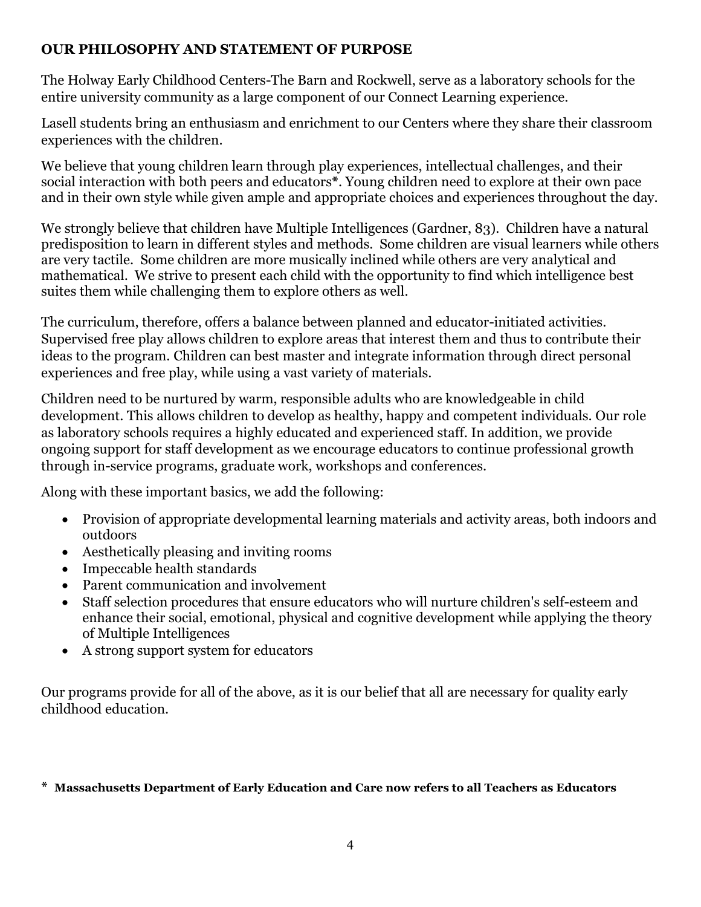**OUR PHILOSOPHY AND STATEMENT OF PURPOSE**

The Holway Early Childhood Centers-The Barn and Rockwell, serve as a laboratory schools for the entire university community as a large component of our Connect Learning experience.

Lasell students bring an enthusiasm and enrichment to our Centers where they share their classroom experiences with the children.

We believe that young children learn through play experiences, intellectual challenges, and their social interaction with both peers and educators*. Young children need to explore at their own pace and in their own style while given ample and appropriate choices and experiences throughout the day.

We strongly believe that children have Multiple Intelligences (Gardner, 83). Children have a natural predisposition to learn in different styles and methods. Some children are visual learners while others are very tactile. Some children are more musically inclined while others are very analytical and mathematical. We strive to present each child with the opportunity to find which intelligence best suites them while challenging them to explore others as well.

The curriculum, therefore, offers a balance between planned and educator-initiated activities. Supervised free play allows children to explore areas that interest them and thus to contribute their ideas to the program. Children can best master and integrate information through direct personal experiences and free play, while using a vast variety of materials.

Children need to be nurtured by warm, responsible adults who are knowledgeable in child development. This allows children to develop as healthy, happy and competent individuals. Our role as laboratory schools requires a highly educated and experienced staff. In addition, we provide ongoing support for staff development as we encourage educators to continue professional growth through in-service programs, graduate work, workshops and conferences.

Along with these important basics, we add the following:

- Provision of appropriate developmental learning materials and activity areas, both indoors and outdoors
- Aesthetically pleasing and inviting rooms
- Impeccable health standards
- Parent communication and involvement
- Staff selection procedures that ensure educators who will nurture children's self-esteem and enhance their social, emotional, physical and cognitive development while applying the theory of Multiple Intelligences
- A strong support system for educators

Our programs provide for all of the above, as it is our belief that all are necessary for quality early childhood education.

**\* Massachusetts Department of Early Education and Care now refers to all Teachers as Educators**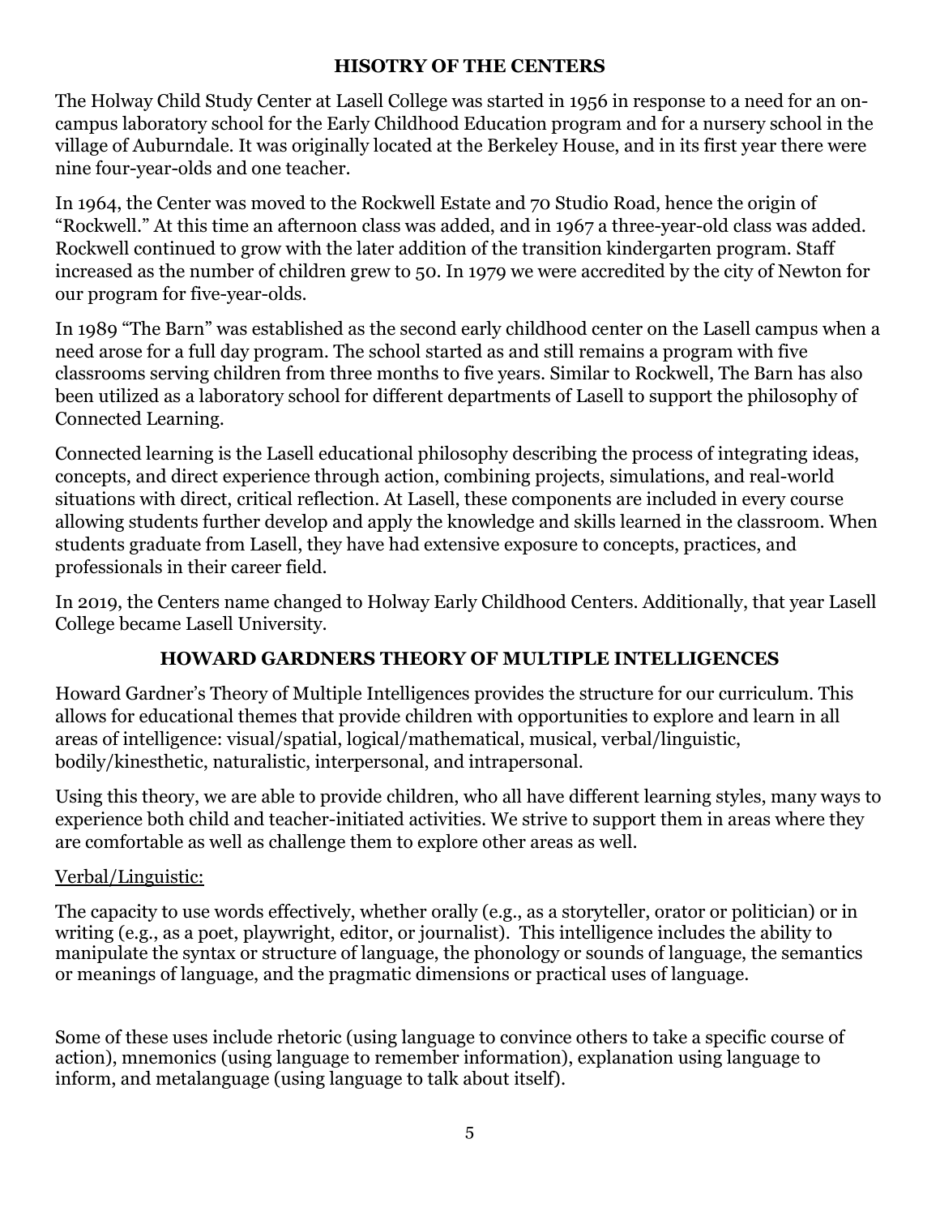## HISOTRY OF THE CENTERS

The Holway Child Study Center at Lasell College was started in 1956 in response to a need for an on-campus laboratory school for the Early Childhood Education program and for a nursery school in the village of Auburndale. It was originally located at the Berkeley House, and in its first year there were nine four-year-olds and one teacher.

In 1964, the Center was moved to the Rockwell Estate and 70 Studio Road, hence the origin of "Rockwell." At this time an afternoon class was added, and in 1967 a three-year-old class was added. Rockwell continued to grow with the later addition of the transition kindergarten program. Staff increased as the number of children grew to 50. In 1979 we were accredited by the city of Newton for our program for five-year-olds.

In 1989 "The Barn" was established as the second early childhood center on the Lasell campus when a need arose for a full day program. The school started as and still remains a program with five classrooms serving children from three months to five years. Similar to Rockwell, The Barn has also been utilized as a laboratory school for different departments of Lasell to support the philosophy of Connected Learning.

Connected learning is the Lasell educational philosophy describing the process of integrating ideas, concepts, and direct experience through action, combining projects, simulations, and real-world situations with direct, critical reflection. At Lasell, these components are included in every course allowing students further develop and apply the knowledge and skills learned in the classroom. When students graduate from Lasell, they have had extensive exposure to concepts, practices, and professionals in their career field.

In 2019, the Centers name changed to Holway Early Childhood Centers. Additionally, that year Lasell College became Lasell University.

## HOWARD GARDNERS THEORY OF MULTIPLE INTELLIGENCES

Howard Gardner's Theory of Multiple Intelligences provides the structure for our curriculum. This allows for educational themes that provide children with opportunities to explore and learn in all areas of intelligence: visual/spatial, logical/mathematical, musical, verbal/linguistic, bodily/kinesthetic, naturalistic, interpersonal, and intrapersonal.

Using this theory, we are able to provide children, who all have different learning styles, many ways to experience both child and teacher-initiated activities. We strive to support them in areas where they are comfortable as well as challenge them to explore other areas as well.

<u>Verbal/Linguistic:</u>

The capacity to use words effectively, whether orally (e.g., as a storyteller, orator or politician) or in writing (e.g., as a poet, playwright, editor, or journalist). This intelligence includes the ability to manipulate the syntax or structure of language, the phonology or sounds of language, the semantics or meanings of language, and the pragmatic dimensions or practical uses of language.

Some of these uses include rhetoric (using language to convince others to take a specific course of action), mnemonics (using language to remember information), explanation using language to inform, and metalanguage (using language to talk about itself).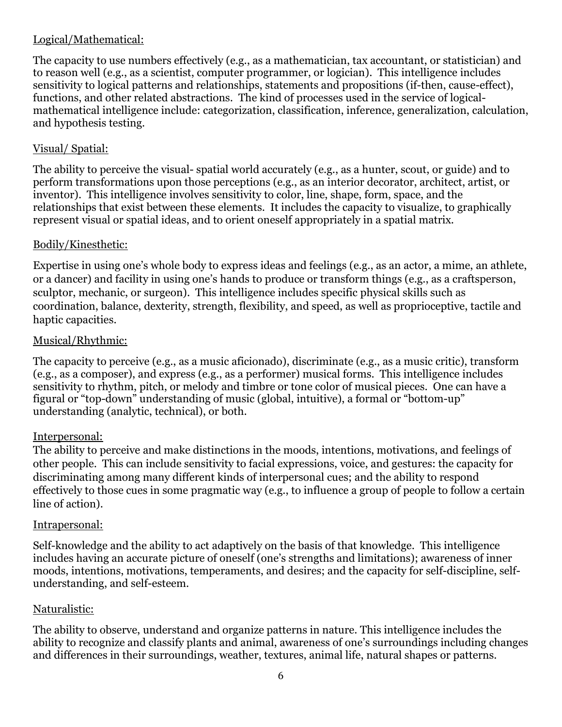Logical/Mathematical:

The capacity to use numbers effectively (e.g., as a mathematician, tax accountant, or statistician) and to reason well (e.g., as a scientist, computer programmer, or logician). This intelligence includes sensitivity to logical patterns and relationships, statements and propositions (if-then, cause-effect), functions, and other related abstractions. The kind of processes used in the service of logical-mathematical intelligence include: categorization, classification, inference, generalization, calculation, and hypothesis testing.

Visual/ Spatial:

The ability to perceive the visual- spatial world accurately (e.g., as a hunter, scout, or guide) and to perform transformations upon those perceptions (e.g., as an interior decorator, architect, artist, or inventor). This intelligence involves sensitivity to color, line, shape, form, space, and the relationships that exist between these elements. It includes the capacity to visualize, to graphically represent visual or spatial ideas, and to orient oneself appropriately in a spatial matrix.

Bodily/Kinesthetic:

Expertise in using one's whole body to express ideas and feelings (e.g., as an actor, a mime, an athlete, or a dancer) and facility in using one's hands to produce or transform things (e.g., as a craftsperson, sculptor, mechanic, or surgeon). This intelligence includes specific physical skills such as coordination, balance, dexterity, strength, flexibility, and speed, as well as proprioceptive, tactile and haptic capacities.

Musical/Rhythmic:

The capacity to perceive (e.g., as a music aficionado), discriminate (e.g., as a music critic), transform (e.g., as a composer), and express (e.g., as a performer) musical forms. This intelligence includes sensitivity to rhythm, pitch, or melody and timbre or tone color of musical pieces. One can have a figural or "top-down" understanding of music (global, intuitive), a formal or "bottom-up" understanding (analytic, technical), or both.

Interpersonal:

The ability to perceive and make distinctions in the moods, intentions, motivations, and feelings of other people. This can include sensitivity to facial expressions, voice, and gestures: the capacity for discriminating among many different kinds of interpersonal cues; and the ability to respond effectively to those cues in some pragmatic way (e.g., to influence a group of people to follow a certain line of action).

Intrapersonal:

Self-knowledge and the ability to act adaptively on the basis of that knowledge. This intelligence includes having an accurate picture of oneself (one's strengths and limitations); awareness of inner moods, intentions, motivations, temperaments, and desires; and the capacity for self-discipline, self-understanding, and self-esteem.

Naturalistic:

The ability to observe, understand and organize patterns in nature. This intelligence includes the ability to recognize and classify plants and animal, awareness of one's surroundings including changes and differences in their surroundings, weather, textures, animal life, natural shapes or patterns.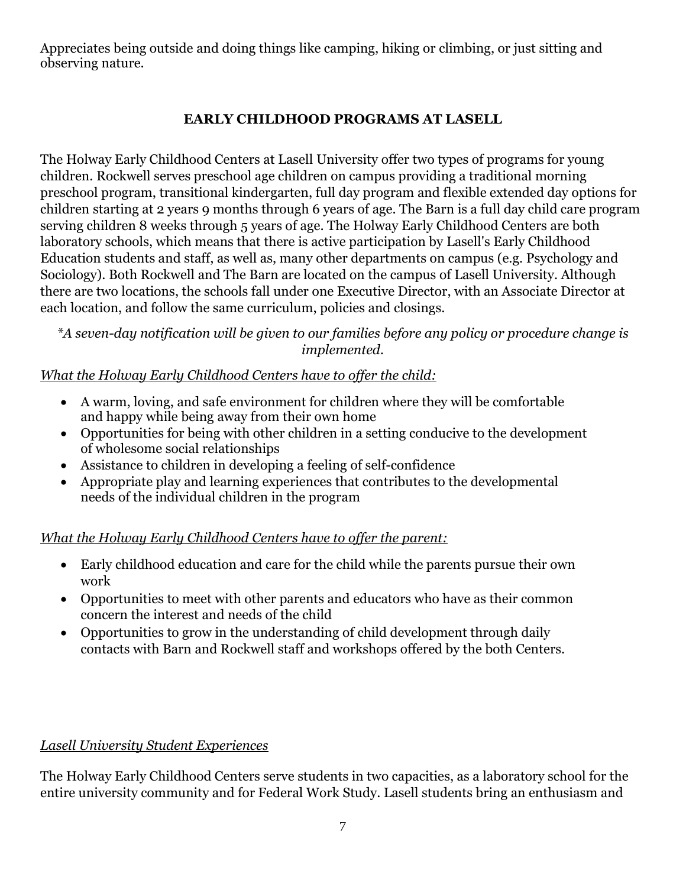Appreciates being outside and doing things like camping, hiking or climbing, or just sitting and observing nature.

## EARLY CHILDHOOD PROGRAMS AT LASELL

The Holway Early Childhood Centers at Lasell University offer two types of programs for young children. Rockwell serves preschool age children on campus providing a traditional morning preschool program, transitional kindergarten, full day program and flexible extended day options for children starting at 2 years 9 months through 6 years of age. The Barn is a full day child care program serving children 8 weeks through 5 years of age. The Holway Early Childhood Centers are both laboratory schools, which means that there is active participation by Lasell's Early Childhood Education students and staff, as well as, many other departments on campus (e.g. Psychology and Sociology). Both Rockwell and The Barn are located on the campus of Lasell University. Although there are two locations, the schools fall under one Executive Director, with an Associate Director at each location, and follow the same curriculum, policies and closings.

*\*A seven-day notification will be given to our families before any policy or procedure change is implemented.*

*What the Holway Early Childhood Centers have to offer the child:*

- A warm, loving, and safe environment for children where they will be comfortable and happy while being away from their own home
- Opportunities for being with other children in a setting conducive to the development of wholesome social relationships
- Assistance to children in developing a feeling of self-confidence
- Appropriate play and learning experiences that contributes to the developmental needs of the individual children in the program

*What the Holway Early Childhood Centers have to offer the parent:*

- Early childhood education and care for the child while the parents pursue their own work
- Opportunities to meet with other parents and educators who have as their common concern the interest and needs of the child
- Opportunities to grow in the understanding of child development through daily contacts with Barn and Rockwell staff and workshops offered by the both Centers.

*Lasell University Student Experiences*

The Holway Early Childhood Centers serve students in two capacities, as a laboratory school for the entire university community and for Federal Work Study. Lasell students bring an enthusiasm and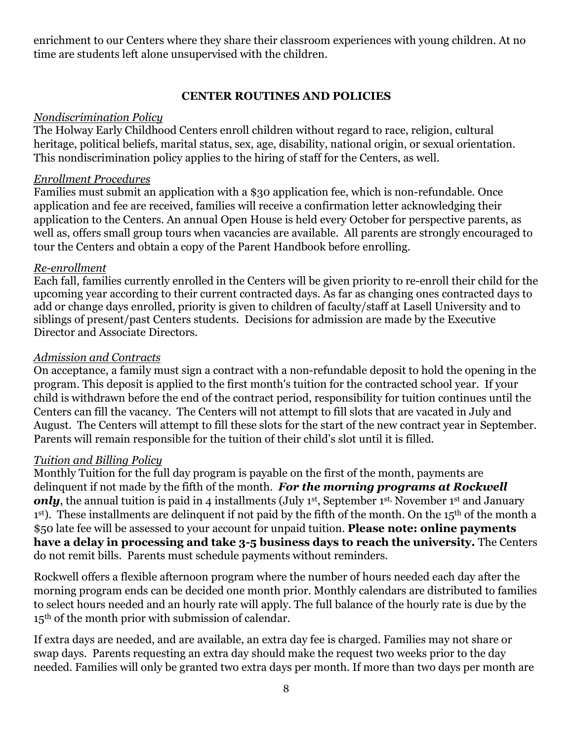enrichment to our Centers where they share their classroom experiences with young children. At no time are students left alone unsupervised with the children.

## CENTER ROUTINES AND POLICIES

*Nondiscrimination Policy*

The Holway Early Childhood Centers enroll children without regard to race, religion, cultural heritage, political beliefs, marital status, sex, age, disability, national origin, or sexual orientation. This nondiscrimination policy applies to the hiring of staff for the Centers, as well.

*Enrollment Procedures*

Families must submit an application with a $30 application fee, which is non-refundable. Once application and fee are received, families will receive a confirmation letter acknowledging their application to the Centers. An annual Open House is held every October for perspective parents, as well as, offers small group tours when vacancies are available. All parents are strongly encouraged to tour the Centers and obtain a copy of the Parent Handbook before enrolling.

*Re-enrollment*

Each fall, families currently enrolled in the Centers will be given priority to re-enroll their child for the upcoming year according to their current contracted days. As far as changing ones contracted days to add or change days enrolled, priority is given to children of faculty/staff at Lasell University and to siblings of present/past Centers students. Decisions for admission are made by the Executive Director and Associate Directors.

*Admission and Contracts*

On acceptance, a family must sign a contract with a non-refundable deposit to hold the opening in the program. This deposit is applied to the first month's tuition for the contracted school year. If your child is withdrawn before the end of the contract period, responsibility for tuition continues until the Centers can fill the vacancy. The Centers will not attempt to fill slots that are vacated in July and August. The Centers will attempt to fill these slots for the start of the new contract year in September. Parents will remain responsible for the tuition of their child's slot until it is filled.

*Tuition and Billing Policy*

Monthly Tuition for the full day program is payable on the first of the month, payments are delinquent if not made by the fifth of the month. ***For the morning programs at Rockwell only***, the annual tuition is paid in 4 installments (July 1st, September 1st, November 1st and January 1st). These installments are delinquent if not paid by the fifth of the month. On the 15th of the month a $50 late fee will be assessed to your account for unpaid tuition. **Please note: online payments have a delay in processing and take 3-5 business days to reach the university.** The Centers do not remit bills. Parents must schedule payments without reminders.

Rockwell offers a flexible afternoon program where the number of hours needed each day after the morning program ends can be decided one month prior. Monthly calendars are distributed to families to select hours needed and an hourly rate will apply. The full balance of the hourly rate is due by the 15th of the month prior with submission of calendar.

If extra days are needed, and are available, an extra day fee is charged. Families may not share or swap days. Parents requesting an extra day should make the request two weeks prior to the day needed. Families will only be granted two extra days per month. If more than two days per month are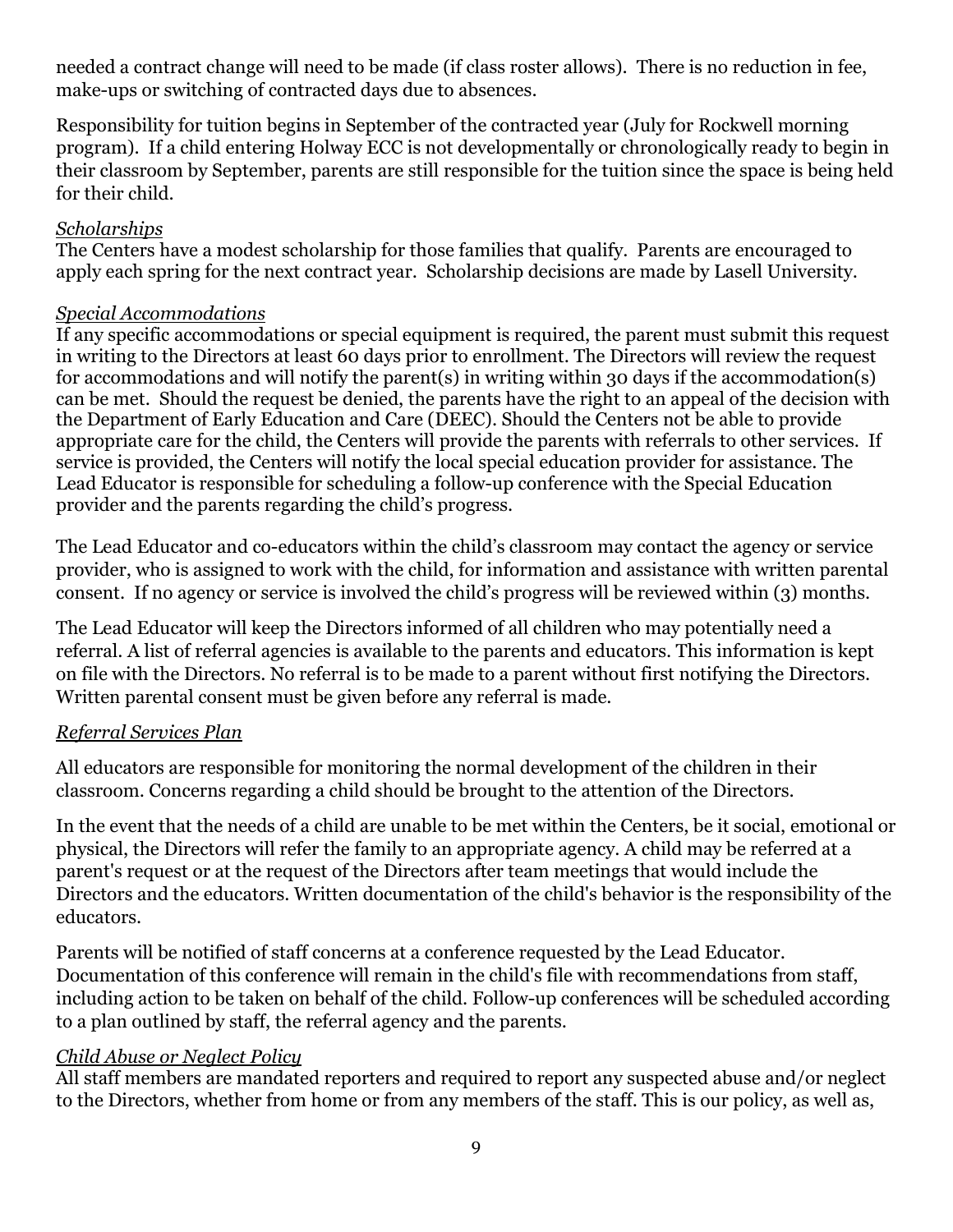needed a contract change will need to be made (if class roster allows). There is no reduction in fee, make-ups or switching of contracted days due to absences.

Responsibility for tuition begins in September of the contracted year (July for Rockwell morning program). If a child entering Holway ECC is not developmentally or chronologically ready to begin in their classroom by September, parents are still responsible for the tuition since the space is being held for their child.

*Scholarships*

The Centers have a modest scholarship for those families that qualify. Parents are encouraged to apply each spring for the next contract year. Scholarship decisions are made by Lasell University.

*Special Accommodations*

If any specific accommodations or special equipment is required, the parent must submit this request in writing to the Directors at least 60 days prior to enrollment. The Directors will review the request for accommodations and will notify the parent(s) in writing within 30 days if the accommodation(s) can be met. Should the request be denied, the parents have the right to an appeal of the decision with the Department of Early Education and Care (DEEC). Should the Centers not be able to provide appropriate care for the child, the Centers will provide the parents with referrals to other services. If service is provided, the Centers will notify the local special education provider for assistance. The Lead Educator is responsible for scheduling a follow-up conference with the Special Education provider and the parents regarding the child's progress.

The Lead Educator and co-educators within the child's classroom may contact the agency or service provider, who is assigned to work with the child, for information and assistance with written parental consent. If no agency or service is involved the child's progress will be reviewed within (3) months.

The Lead Educator will keep the Directors informed of all children who may potentially need a referral. A list of referral agencies is available to the parents and educators. This information is kept on file with the Directors. No referral is to be made to a parent without first notifying the Directors. Written parental consent must be given before any referral is made.

*Referral Services Plan*

All educators are responsible for monitoring the normal development of the children in their classroom. Concerns regarding a child should be brought to the attention of the Directors.

In the event that the needs of a child are unable to be met within the Centers, be it social, emotional or physical, the Directors will refer the family to an appropriate agency. A child may be referred at a parent's request or at the request of the Directors after team meetings that would include the Directors and the educators. Written documentation of the child's behavior is the responsibility of the educators.

Parents will be notified of staff concerns at a conference requested by the Lead Educator. Documentation of this conference will remain in the child's file with recommendations from staff, including action to be taken on behalf of the child. Follow-up conferences will be scheduled according to a plan outlined by staff, the referral agency and the parents.

*Child Abuse or Neglect Policy*

All staff members are mandated reporters and required to report any suspected abuse and/or neglect to the Directors, whether from home or from any members of the staff. This is our policy, as well as,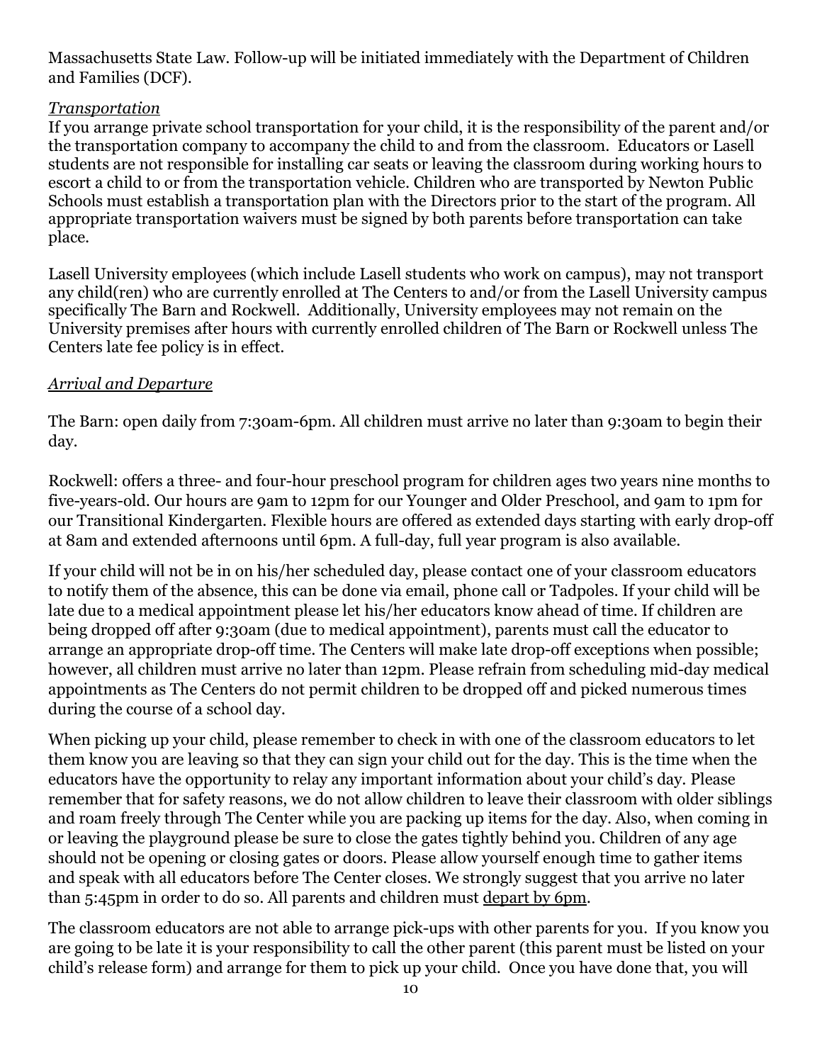Massachusetts State Law. Follow-up will be initiated immediately with the Department of Children and Families (DCF).

### *Transportation*

If you arrange private school transportation for your child, it is the responsibility of the parent and/or the transportation company to accompany the child to and from the classroom. Educators or Lasell students are not responsible for installing car seats or leaving the classroom during working hours to escort a child to or from the transportation vehicle. Children who are transported by Newton Public Schools must establish a transportation plan with the Directors prior to the start of the program. All appropriate transportation waivers must be signed by both parents before transportation can take place.

Lasell University employees (which include Lasell students who work on campus), may not transport any child(ren) who are currently enrolled at The Centers to and/or from the Lasell University campus specifically The Barn and Rockwell. Additionally, University employees may not remain on the University premises after hours with currently enrolled children of The Barn or Rockwell unless The Centers late fee policy is in effect.

### *Arrival and Departure*

The Barn: open daily from 7:30am-6pm. All children must arrive no later than 9:30am to begin their day.

Rockwell: offers a three- and four-hour preschool program for children ages two years nine months to five-years-old. Our hours are 9am to 12pm for our Younger and Older Preschool, and 9am to 1pm for our Transitional Kindergarten. Flexible hours are offered as extended days starting with early drop-off at 8am and extended afternoons until 6pm. A full-day, full year program is also available.

If your child will not be in on his/her scheduled day, please contact one of your classroom educators to notify them of the absence, this can be done via email, phone call or Tadpoles. If your child will be late due to a medical appointment please let his/her educators know ahead of time. If children are being dropped off after 9:30am (due to medical appointment), parents must call the educator to arrange an appropriate drop-off time. The Centers will make late drop-off exceptions when possible; however, all children must arrive no later than 12pm. Please refrain from scheduling mid-day medical appointments as The Centers do not permit children to be dropped off and picked numerous times during the course of a school day.

When picking up your child, please remember to check in with one of the classroom educators to let them know you are leaving so that they can sign your child out for the day. This is the time when the educators have the opportunity to relay any important information about your child's day. Please remember that for safety reasons, we do not allow children to leave their classroom with older siblings and roam freely through The Center while you are packing up items for the day. Also, when coming in or leaving the playground please be sure to close the gates tightly behind you. Children of any age should not be opening or closing gates or doors. Please allow yourself enough time to gather items and speak with all educators before The Center closes. We strongly suggest that you arrive no later than 5:45pm in order to do so. All parents and children must <u>depart by 6pm</u>.

The classroom educators are not able to arrange pick-ups with other parents for you. If you know you are going to be late it is your responsibility to call the other parent (this parent must be listed on your child's release form) and arrange for them to pick up your child. Once you have done that, you will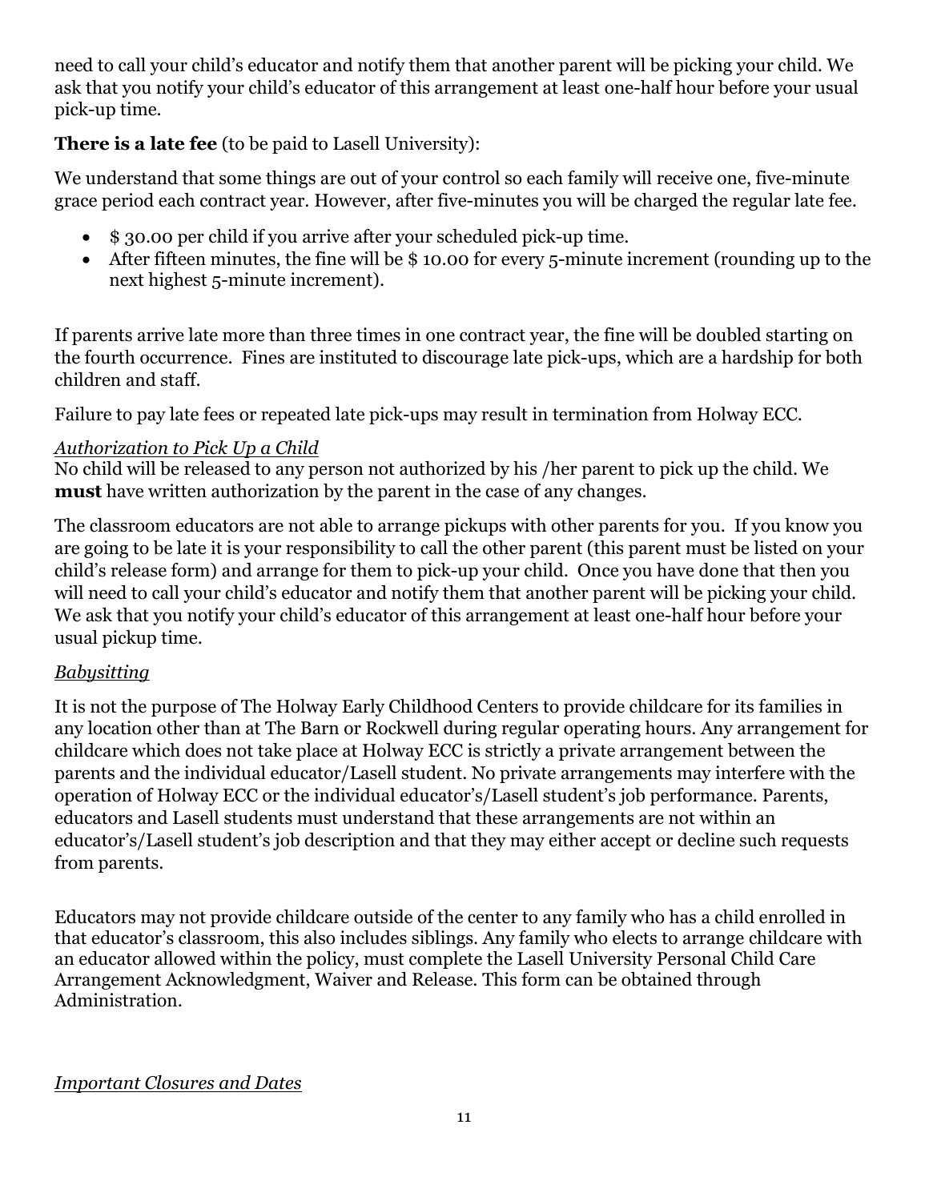need to call your child's educator and notify them that another parent will be picking your child. We ask that you notify your child's educator of this arrangement at least one-half hour before your usual pick-up time.

**There is a late fee** (to be paid to Lasell University):

We understand that some things are out of your control so each family will receive one, five-minute grace period each contract year. However, after five-minutes you will be charged the regular late fee.

- $ 30.00 per child if you arrive after your scheduled pick-up time.
- After fifteen minutes, the fine will be $ 10.00 for every 5-minute increment (rounding up to the next highest 5-minute increment).

If parents arrive late more than three times in one contract year, the fine will be doubled starting on the fourth occurrence. Fines are instituted to discourage late pick-ups, which are a hardship for both children and staff.

Failure to pay late fees or repeated late pick-ups may result in termination from Holway ECC.

*Authorization to Pick Up a Child*

No child will be released to any person not authorized by his /her parent to pick up the child. We **must** have written authorization by the parent in the case of any changes.

The classroom educators are not able to arrange pickups with other parents for you. If you know you are going to be late it is your responsibility to call the other parent (this parent must be listed on your child's release form) and arrange for them to pick-up your child. Once you have done that then you will need to call your child's educator and notify them that another parent will be picking your child. We ask that you notify your child's educator of this arrangement at least one-half hour before your usual pickup time.

*Babysitting*

It is not the purpose of The Holway Early Childhood Centers to provide childcare for its families in any location other than at The Barn or Rockwell during regular operating hours. Any arrangement for childcare which does not take place at Holway ECC is strictly a private arrangement between the parents and the individual educator/Lasell student. No private arrangements may interfere with the operation of Holway ECC or the individual educator's/Lasell student's job performance. Parents, educators and Lasell students must understand that these arrangements are not within an educator's/Lasell student's job description and that they may either accept or decline such requests from parents.

Educators may not provide childcare outside of the center to any family who has a child enrolled in that educator's classroom, this also includes siblings. Any family who elects to arrange childcare with an educator allowed within the policy, must complete the Lasell University Personal Child Care Arrangement Acknowledgment, Waiver and Release. This form can be obtained through Administration.

*Important Closures and Dates*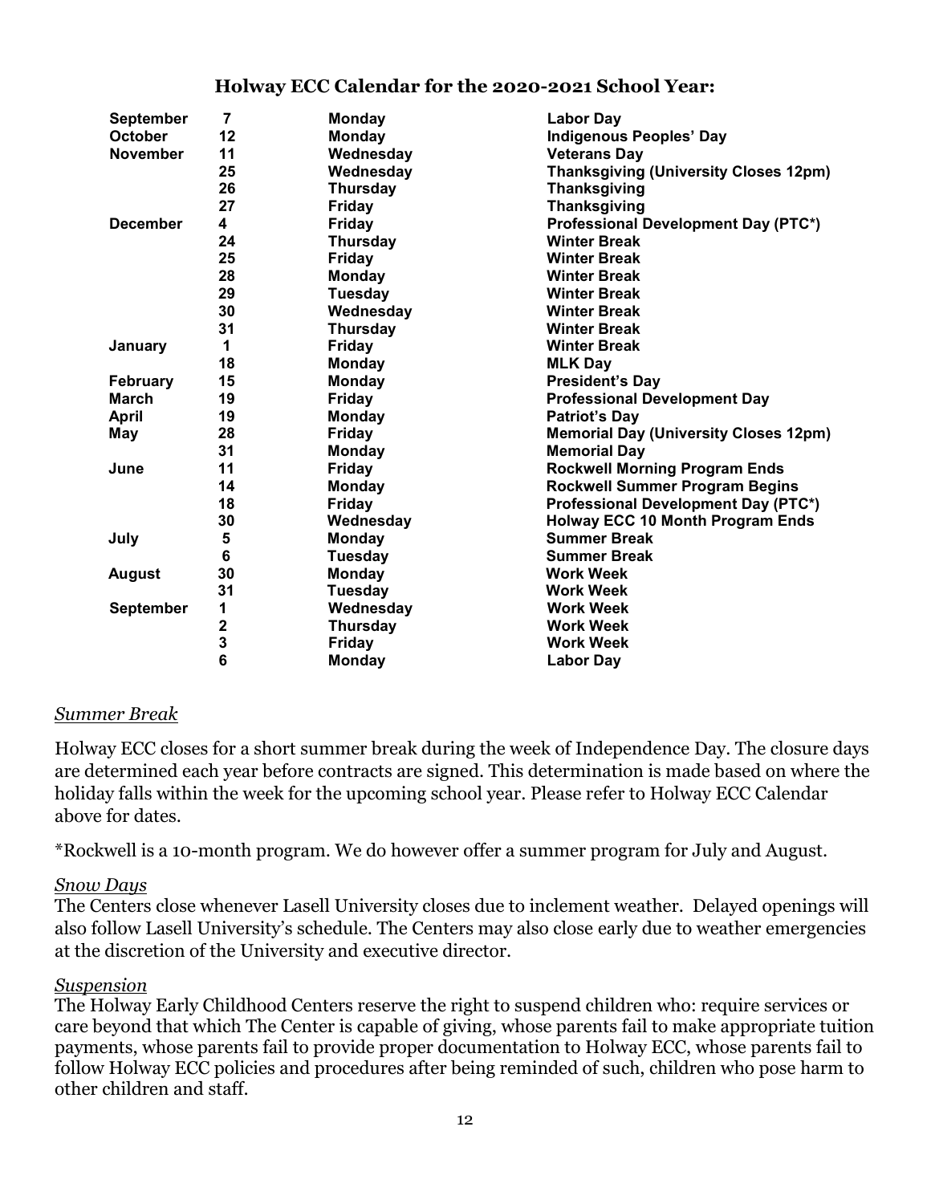## Holway ECC Calendar for the 2020-2021 School Year:

| Month | Date | Day | Event |
|---|---|---|---|
| **September** | **7** | **Monday** | **Labor Day** |
| **October** | **12** | **Monday** | **Indigenous Peoples' Day** |
| **November** | **11** | **Wednesday** | **Veterans Day** |
| | **25** | **Wednesday** | **Thanksgiving (University Closes 12pm)** |
| | **26** | **Thursday** | **Thanksgiving** |
| | **27** | **Friday** | **Thanksgiving** |
| **December** | **4** | **Friday** | **Professional Development Day (PTC*)** |
| | **24** | **Thursday** | **Winter Break** |
| | **25** | **Friday** | **Winter Break** |
| | **28** | **Monday** | **Winter Break** |
| | **29** | **Tuesday** | **Winter Break** |
| | **30** | **Wednesday** | **Winter Break** |
| | **31** | **Thursday** | **Winter Break** |
| **January** | **1** | **Friday** | **Winter Break** |
| | **18** | **Monday** | **MLK Day** |
| **February** | **15** | **Monday** | **President's Day** |
| **March** | **19** | **Friday** | **Professional Development Day** |
| **April** | **19** | **Monday** | **Patriot's Day** |
| **May** | **28** | **Friday** | **Memorial Day (University Closes 12pm)** |
| | **31** | **Monday** | **Memorial Day** |
| **June** | **11** | **Friday** | **Rockwell Morning Program Ends** |
| | **14** | **Monday** | **Rockwell Summer Program Begins** |
| | **18** | **Friday** | **Professional Development Day (PTC*)** |
| | **30** | **Wednesday** | **Holway ECC 10 Month Program Ends** |
| **July** | **5** | **Monday** | **Summer Break** |
| | **6** | **Tuesday** | **Summer Break** |
| **August** | **30** | **Monday** | **Work Week** |
| | **31** | **Tuesday** | **Work Week** |
| **September** | **1** | **Wednesday** | **Work Week** |
| | **2** | **Thursday** | **Work Week** |
| | **3** | **Friday** | **Work Week** |
| | **6** | **Monday** | **Labor Day** |

### *Summer Break*

Holway ECC closes for a short summer break during the week of Independence Day. The closure days are determined each year before contracts are signed. This determination is made based on where the holiday falls within the week for the upcoming school year. Please refer to Holway ECC Calendar above for dates.

*Rockwell is a 10-month program. We do however offer a summer program for July and August.

### *Snow Days*

The Centers close whenever Lasell University closes due to inclement weather. Delayed openings will also follow Lasell University's schedule. The Centers may also close early due to weather emergencies at the discretion of the University and executive director.

### *Suspension*

The Holway Early Childhood Centers reserve the right to suspend children who: require services or care beyond that which The Center is capable of giving, whose parents fail to make appropriate tuition payments, whose parents fail to provide proper documentation to Holway ECC, whose parents fail to follow Holway ECC policies and procedures after being reminded of such, children who pose harm to other children and staff.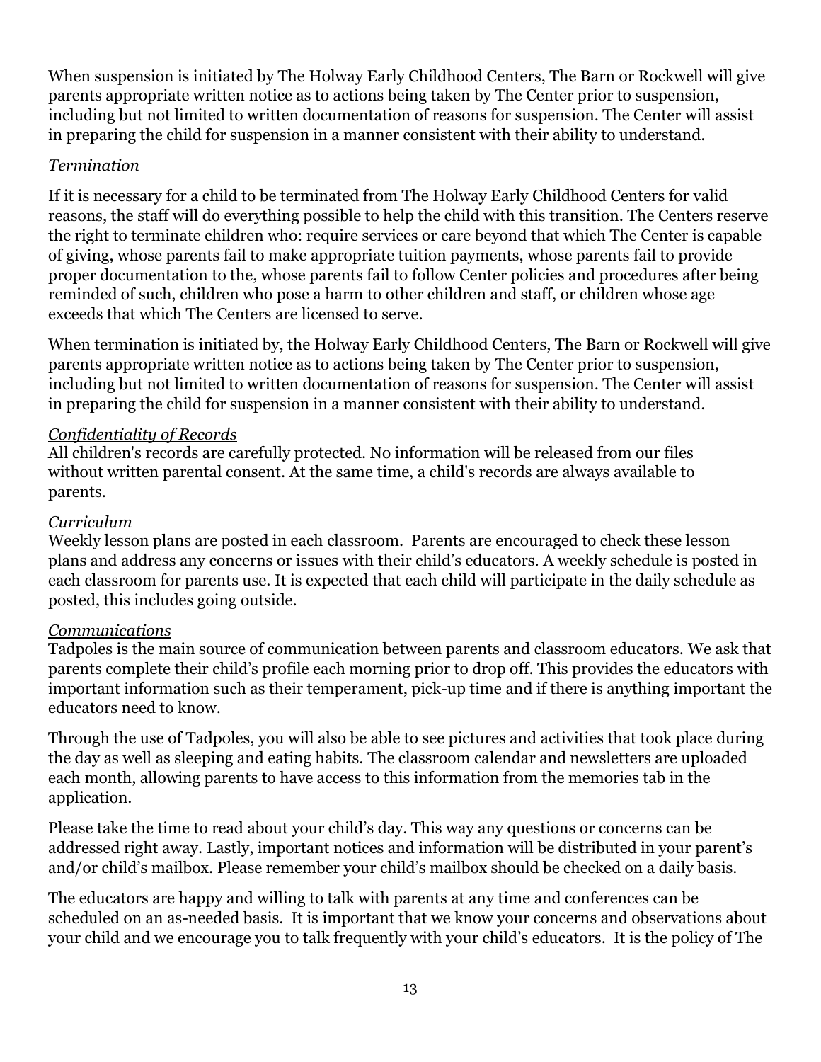When suspension is initiated by The Holway Early Childhood Centers, The Barn or Rockwell will give parents appropriate written notice as to actions being taken by The Center prior to suspension, including but not limited to written documentation of reasons for suspension. The Center will assist in preparing the child for suspension in a manner consistent with their ability to understand.

*Termination*

If it is necessary for a child to be terminated from The Holway Early Childhood Centers for valid reasons, the staff will do everything possible to help the child with this transition. The Centers reserve the right to terminate children who: require services or care beyond that which The Center is capable of giving, whose parents fail to make appropriate tuition payments, whose parents fail to provide proper documentation to the, whose parents fail to follow Center policies and procedures after being reminded of such, children who pose a harm to other children and staff, or children whose age exceeds that which The Centers are licensed to serve.

When termination is initiated by, the Holway Early Childhood Centers, The Barn or Rockwell will give parents appropriate written notice as to actions being taken by The Center prior to suspension, including but not limited to written documentation of reasons for suspension. The Center will assist in preparing the child for suspension in a manner consistent with their ability to understand.

*Confidentiality of Records*

All children's records are carefully protected. No information will be released from our files without written parental consent. At the same time, a child's records are always available to parents.

*Curriculum*

Weekly lesson plans are posted in each classroom. Parents are encouraged to check these lesson plans and address any concerns or issues with their child's educators. A weekly schedule is posted in each classroom for parents use. It is expected that each child will participate in the daily schedule as posted, this includes going outside.

*Communications*

Tadpoles is the main source of communication between parents and classroom educators. We ask that parents complete their child's profile each morning prior to drop off. This provides the educators with important information such as their temperament, pick-up time and if there is anything important the educators need to know.

Through the use of Tadpoles, you will also be able to see pictures and activities that took place during the day as well as sleeping and eating habits. The classroom calendar and newsletters are uploaded each month, allowing parents to have access to this information from the memories tab in the application.

Please take the time to read about your child's day. This way any questions or concerns can be addressed right away. Lastly, important notices and information will be distributed in your parent's and/or child's mailbox. Please remember your child's mailbox should be checked on a daily basis.

The educators are happy and willing to talk with parents at any time and conferences can be scheduled on an as-needed basis. It is important that we know your concerns and observations about your child and we encourage you to talk frequently with your child's educators. It is the policy of The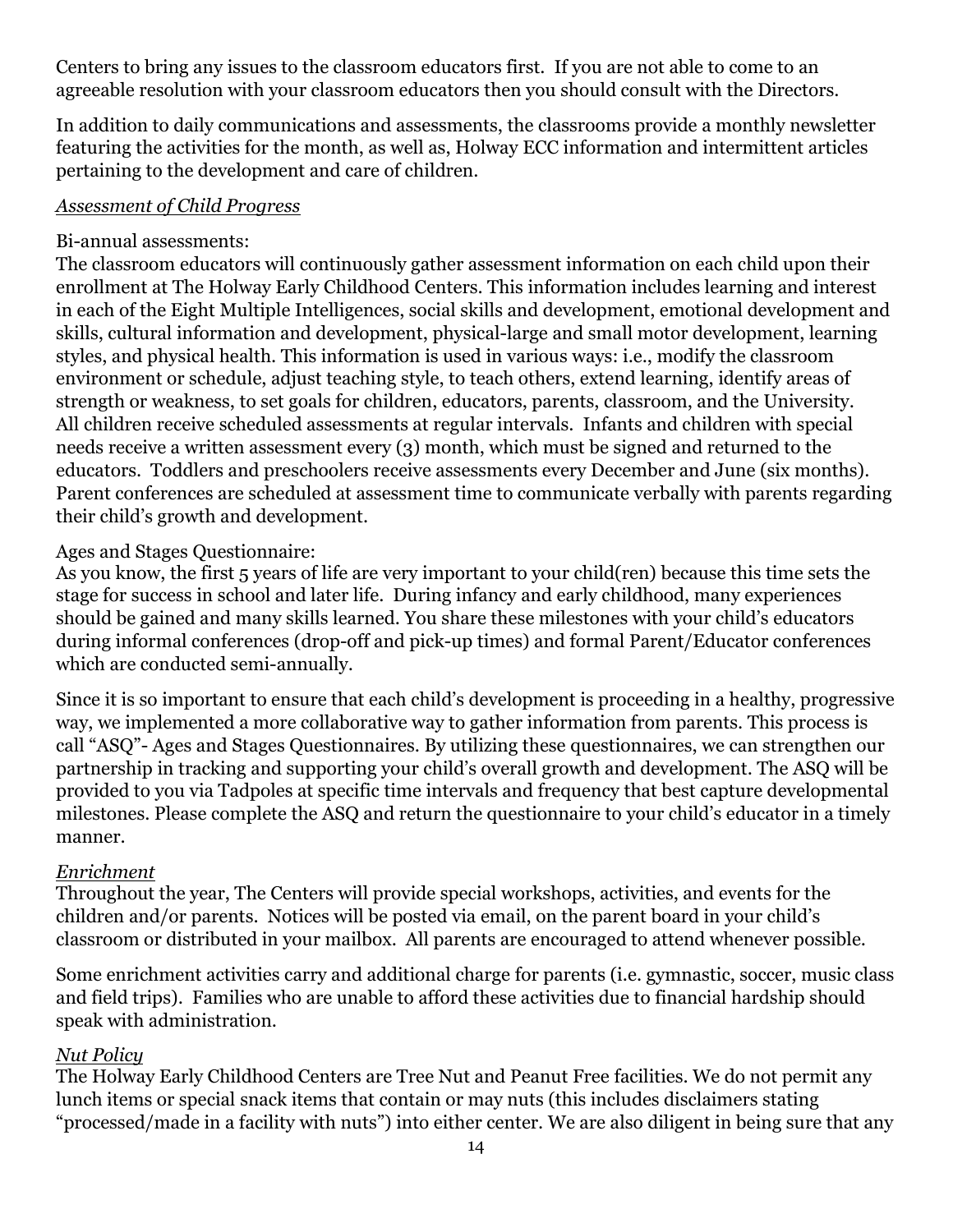Centers to bring any issues to the classroom educators first. If you are not able to come to an agreeable resolution with your classroom educators then you should consult with the Directors.

In addition to daily communications and assessments, the classrooms provide a monthly newsletter featuring the activities for the month, as well as, Holway ECC information and intermittent articles pertaining to the development and care of children.

*Assessment of Child Progress*

Bi-annual assessments:
The classroom educators will continuously gather assessment information on each child upon their enrollment at The Holway Early Childhood Centers. This information includes learning and interest in each of the Eight Multiple Intelligences, social skills and development, emotional development and skills, cultural information and development, physical-large and small motor development, learning styles, and physical health. This information is used in various ways: i.e., modify the classroom environment or schedule, adjust teaching style, to teach others, extend learning, identify areas of strength or weakness, to set goals for children, educators, parents, classroom, and the University. All children receive scheduled assessments at regular intervals. Infants and children with special needs receive a written assessment every (3) month, which must be signed and returned to the educators. Toddlers and preschoolers receive assessments every December and June (six months). Parent conferences are scheduled at assessment time to communicate verbally with parents regarding their child's growth and development.

Ages and Stages Questionnaire:
As you know, the first 5 years of life are very important to your child(ren) because this time sets the stage for success in school and later life. During infancy and early childhood, many experiences should be gained and many skills learned. You share these milestones with your child's educators during informal conferences (drop-off and pick-up times) and formal Parent/Educator conferences which are conducted semi-annually.

Since it is so important to ensure that each child's development is proceeding in a healthy, progressive way, we implemented a more collaborative way to gather information from parents. This process is call "ASQ"- Ages and Stages Questionnaires. By utilizing these questionnaires, we can strengthen our partnership in tracking and supporting your child's overall growth and development. The ASQ will be provided to you via Tadpoles at specific time intervals and frequency that best capture developmental milestones. Please complete the ASQ and return the questionnaire to your child's educator in a timely manner.

*Enrichment*

Throughout the year, The Centers will provide special workshops, activities, and events for the children and/or parents. Notices will be posted via email, on the parent board in your child's classroom or distributed in your mailbox. All parents are encouraged to attend whenever possible.

Some enrichment activities carry and additional charge for parents (i.e. gymnastic, soccer, music class and field trips). Families who are unable to afford these activities due to financial hardship should speak with administration.

*Nut Policy*

The Holway Early Childhood Centers are Tree Nut and Peanut Free facilities. We do not permit any lunch items or special snack items that contain or may nuts (this includes disclaimers stating "processed/made in a facility with nuts") into either center. We are also diligent in being sure that any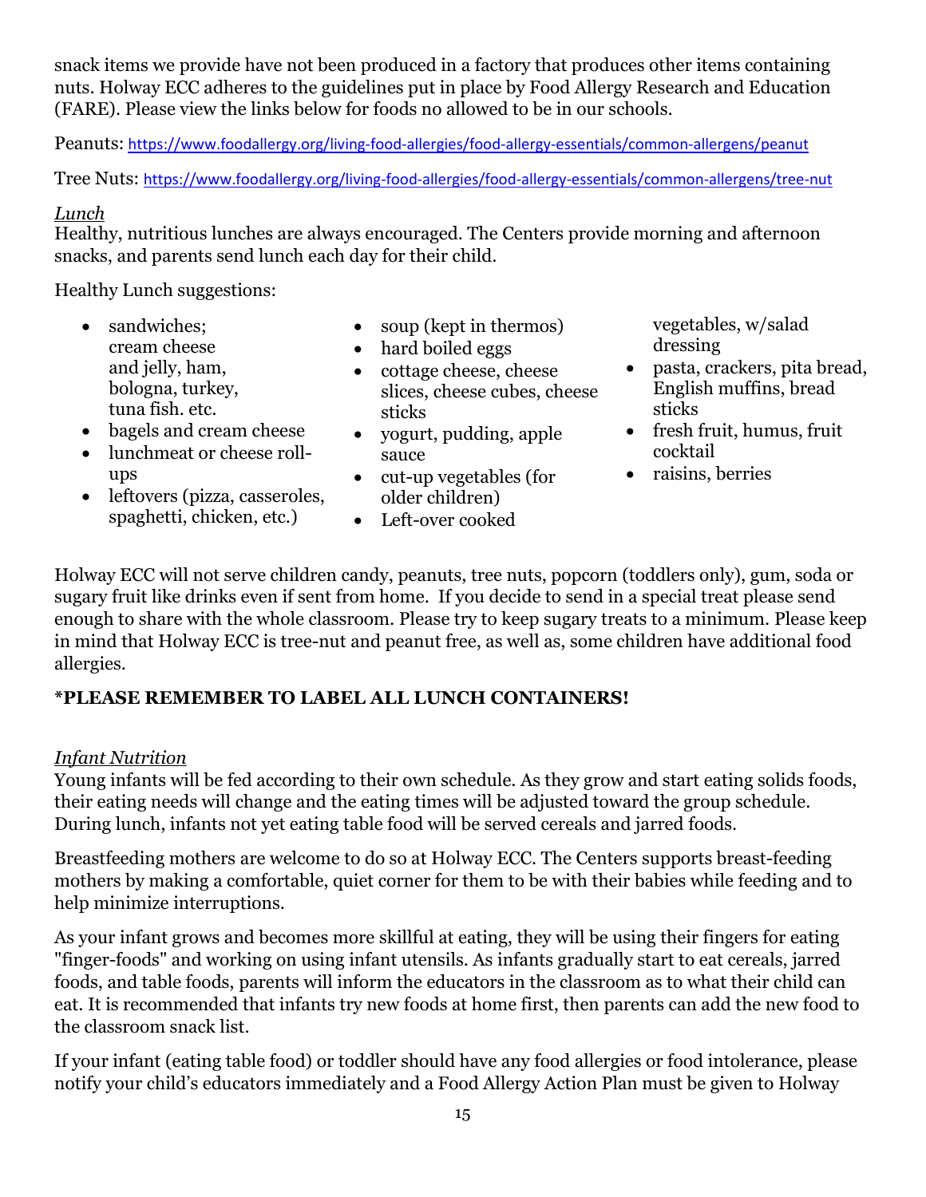snack items we provide have not been produced in a factory that produces other items containing nuts. Holway ECC adheres to the guidelines put in place by Food Allergy Research and Education (FARE). Please view the links below for foods no allowed to be in our schools.

Peanuts: https://www.foodallergy.org/living-food-allergies/food-allergy-essentials/common-allergens/peanut

Tree Nuts: https://www.foodallergy.org/living-food-allergies/food-allergy-essentials/common-allergens/tree-nut

*Lunch*

Healthy, nutritious lunches are always encouraged. The Centers provide morning and afternoon snacks, and parents send lunch each day for their child.

Healthy Lunch suggestions:

- sandwiches; cream cheese and jelly, ham, bologna, turkey, tuna fish. etc.
- bagels and cream cheese
- lunchmeat or cheese roll-ups
- leftovers (pizza, casseroles, spaghetti, chicken, etc.)
- soup (kept in thermos)
- hard boiled eggs
- cottage cheese, cheese slices, cheese cubes, cheese sticks
- yogurt, pudding, apple sauce
- cut-up vegetables (for older children)
- Left-over cooked vegetables, w/salad dressing
- pasta, crackers, pita bread, English muffins, bread sticks
- fresh fruit, humus, fruit cocktail
- raisins, berries

Holway ECC will not serve children candy, peanuts, tree nuts, popcorn (toddlers only), gum, soda or sugary fruit like drinks even if sent from home. If you decide to send in a special treat please send enough to share with the whole classroom. Please try to keep sugary treats to a minimum. Please keep in mind that Holway ECC is tree-nut and peanut free, as well as, some children have additional food allergies.

**\*PLEASE REMEMBER TO LABEL ALL LUNCH CONTAINERS!**

*Infant Nutrition*

Young infants will be fed according to their own schedule. As they grow and start eating solids foods, their eating needs will change and the eating times will be adjusted toward the group schedule. During lunch, infants not yet eating table food will be served cereals and jarred foods.

Breastfeeding mothers are welcome to do so at Holway ECC. The Centers supports breast-feeding mothers by making a comfortable, quiet corner for them to be with their babies while feeding and to help minimize interruptions.

As your infant grows and becomes more skillful at eating, they will be using their fingers for eating "finger-foods" and working on using infant utensils. As infants gradually start to eat cereals, jarred foods, and table foods, parents will inform the educators in the classroom as to what their child can eat. It is recommended that infants try new foods at home first, then parents can add the new food to the classroom snack list.

If your infant (eating table food) or toddler should have any food allergies or food intolerance, please notify your child's educators immediately and a Food Allergy Action Plan must be given to Holway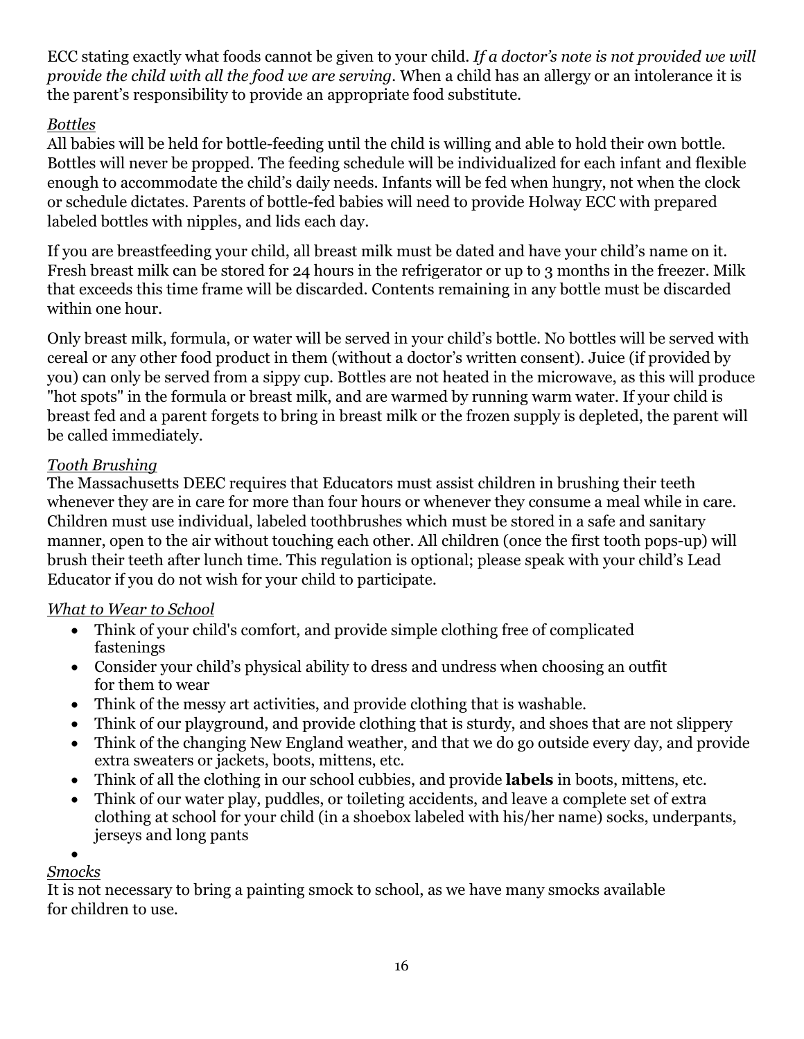ECC stating exactly what foods cannot be given to your child. *If a doctor's note is not provided we will provide the child with all the food we are serving.* When a child has an allergy or an intolerance it is the parent's responsibility to provide an appropriate food substitute.

*Bottles*

All babies will be held for bottle-feeding until the child is willing and able to hold their own bottle. Bottles will never be propped. The feeding schedule will be individualized for each infant and flexible enough to accommodate the child's daily needs. Infants will be fed when hungry, not when the clock or schedule dictates. Parents of bottle-fed babies will need to provide Holway ECC with prepared labeled bottles with nipples, and lids each day.

If you are breastfeeding your child, all breast milk must be dated and have your child's name on it. Fresh breast milk can be stored for 24 hours in the refrigerator or up to 3 months in the freezer. Milk that exceeds this time frame will be discarded. Contents remaining in any bottle must be discarded within one hour.

Only breast milk, formula, or water will be served in your child's bottle. No bottles will be served with cereal or any other food product in them (without a doctor's written consent). Juice (if provided by you) can only be served from a sippy cup. Bottles are not heated in the microwave, as this will produce "hot spots" in the formula or breast milk, and are warmed by running warm water. If your child is breast fed and a parent forgets to bring in breast milk or the frozen supply is depleted, the parent will be called immediately.

*Tooth Brushing*

The Massachusetts DEEC requires that Educators must assist children in brushing their teeth whenever they are in care for more than four hours or whenever they consume a meal while in care. Children must use individual, labeled toothbrushes which must be stored in a safe and sanitary manner, open to the air without touching each other. All children (once the first tooth pops-up) will brush their teeth after lunch time. This regulation is optional; please speak with your child's Lead Educator if you do not wish for your child to participate.

*What to Wear to School*

- Think of your child's comfort, and provide simple clothing free of complicated fastenings
- Consider your child's physical ability to dress and undress when choosing an outfit for them to wear
- Think of the messy art activities, and provide clothing that is washable.
- Think of our playground, and provide clothing that is sturdy, and shoes that are not slippery
- Think of the changing New England weather, and that we do go outside every day, and provide extra sweaters or jackets, boots, mittens, etc.
- Think of all the clothing in our school cubbies, and provide **labels** in boots, mittens, etc.
- Think of our water play, puddles, or toileting accidents, and leave a complete set of extra clothing at school for your child (in a shoebox labeled with his/her name) socks, underpants, jerseys and long pants

*Smocks*

It is not necessary to bring a painting smock to school, as we have many smocks available for children to use.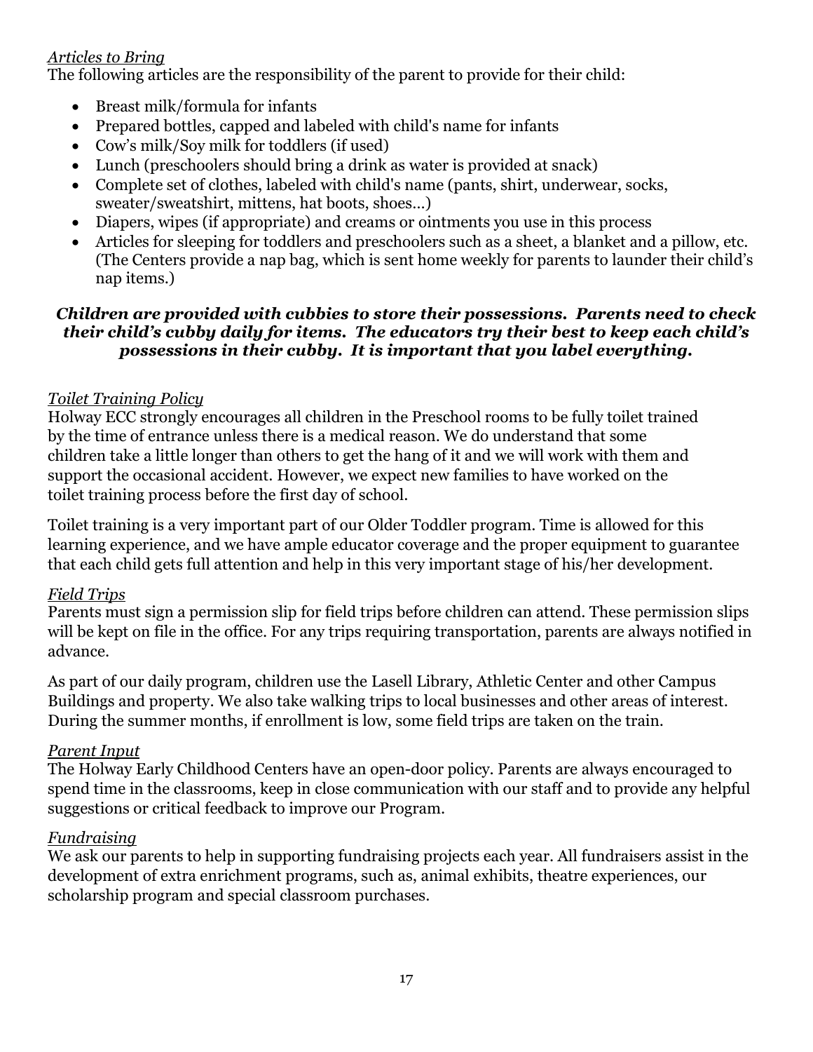*Articles to Bring*

The following articles are the responsibility of the parent to provide for their child:

- Breast milk/formula for infants
- Prepared bottles, capped and labeled with child's name for infants
- Cow's milk/Soy milk for toddlers (if used)
- Lunch (preschoolers should bring a drink as water is provided at snack)
- Complete set of clothes, labeled with child's name (pants, shirt, underwear, socks, sweater/sweatshirt, mittens, hat boots, shoes…)
- Diapers, wipes (if appropriate) and creams or ointments you use in this process
- Articles for sleeping for toddlers and preschoolers such as a sheet, a blanket and a pillow, etc. (The Centers provide a nap bag, which is sent home weekly for parents to launder their child's nap items.)

***Children are provided with cubbies to store their possessions. Parents need to check their child's cubby daily for items. The educators try their best to keep each child's possessions in their cubby. It is important that you label everything.***

*Toilet Training Policy*

Holway ECC strongly encourages all children in the Preschool rooms to be fully toilet trained by the time of entrance unless there is a medical reason. We do understand that some children take a little longer than others to get the hang of it and we will work with them and support the occasional accident. However, we expect new families to have worked on the toilet training process before the first day of school.

Toilet training is a very important part of our Older Toddler program. Time is allowed for this learning experience, and we have ample educator coverage and the proper equipment to guarantee that each child gets full attention and help in this very important stage of his/her development.

*Field Trips*

Parents must sign a permission slip for field trips before children can attend. These permission slips will be kept on file in the office. For any trips requiring transportation, parents are always notified in advance.

As part of our daily program, children use the Lasell Library, Athletic Center and other Campus Buildings and property. We also take walking trips to local businesses and other areas of interest. During the summer months, if enrollment is low, some field trips are taken on the train.

*Parent Input*

The Holway Early Childhood Centers have an open-door policy. Parents are always encouraged to spend time in the classrooms, keep in close communication with our staff and to provide any helpful suggestions or critical feedback to improve our Program.

*Fundraising*

We ask our parents to help in supporting fundraising projects each year. All fundraisers assist in the development of extra enrichment programs, such as, animal exhibits, theatre experiences, our scholarship program and special classroom purchases.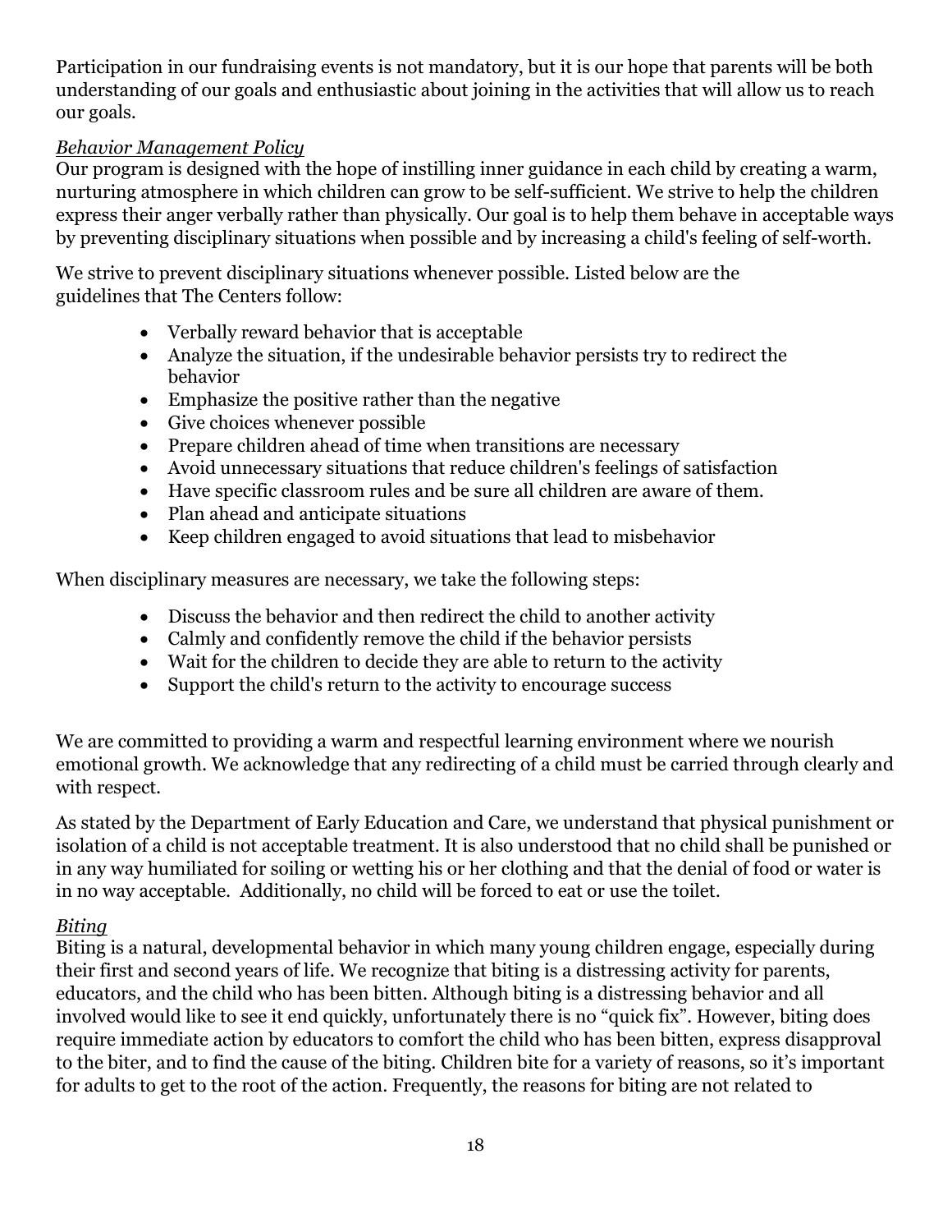Participation in our fundraising events is not mandatory, but it is our hope that parents will be both understanding of our goals and enthusiastic about joining in the activities that will allow us to reach our goals.

*Behavior Management Policy*

Our program is designed with the hope of instilling inner guidance in each child by creating a warm, nurturing atmosphere in which children can grow to be self-sufficient. We strive to help the children express their anger verbally rather than physically. Our goal is to help them behave in acceptable ways by preventing disciplinary situations when possible and by increasing a child's feeling of self-worth.

We strive to prevent disciplinary situations whenever possible. Listed below are the guidelines that The Centers follow:

- Verbally reward behavior that is acceptable
- Analyze the situation, if the undesirable behavior persists try to redirect the behavior
- Emphasize the positive rather than the negative
- Give choices whenever possible
- Prepare children ahead of time when transitions are necessary
- Avoid unnecessary situations that reduce children's feelings of satisfaction
- Have specific classroom rules and be sure all children are aware of them.
- Plan ahead and anticipate situations
- Keep children engaged to avoid situations that lead to misbehavior

When disciplinary measures are necessary, we take the following steps:

- Discuss the behavior and then redirect the child to another activity
- Calmly and confidently remove the child if the behavior persists
- Wait for the children to decide they are able to return to the activity
- Support the child's return to the activity to encourage success

We are committed to providing a warm and respectful learning environment where we nourish emotional growth. We acknowledge that any redirecting of a child must be carried through clearly and with respect.

As stated by the Department of Early Education and Care, we understand that physical punishment or isolation of a child is not acceptable treatment. It is also understood that no child shall be punished or in any way humiliated for soiling or wetting his or her clothing and that the denial of food or water is in no way acceptable. Additionally, no child will be forced to eat or use the toilet.

*Biting*

Biting is a natural, developmental behavior in which many young children engage, especially during their first and second years of life. We recognize that biting is a distressing activity for parents, educators, and the child who has been bitten. Although biting is a distressing behavior and all involved would like to see it end quickly, unfortunately there is no "quick fix". However, biting does require immediate action by educators to comfort the child who has been bitten, express disapproval to the biter, and to find the cause of the biting. Children bite for a variety of reasons, so it's important for adults to get to the root of the action. Frequently, the reasons for biting are not related to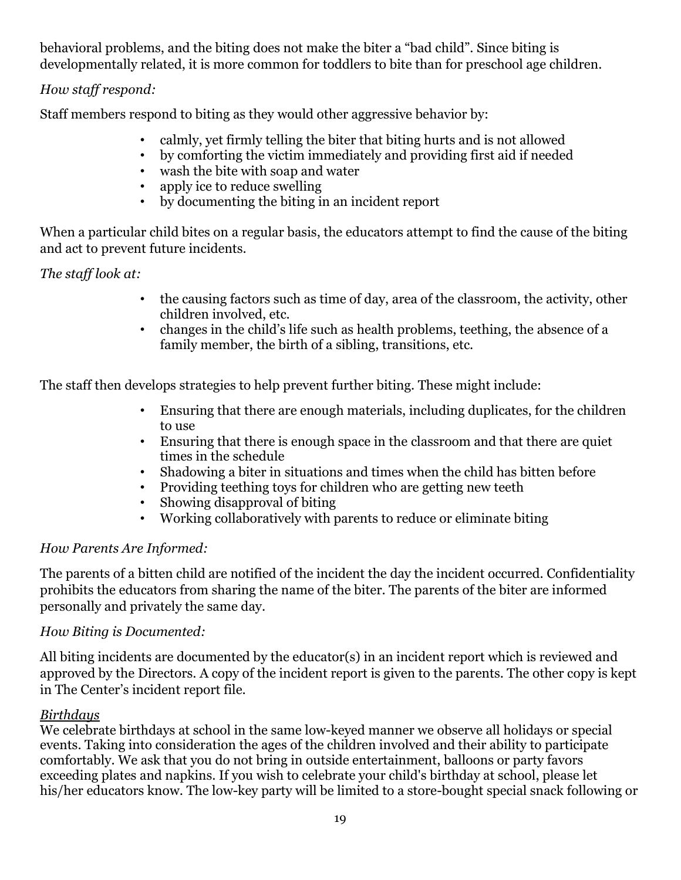behavioral problems, and the biting does not make the biter a "bad child". Since biting is developmentally related, it is more common for toddlers to bite than for preschool age children.

*How staff respond:*

Staff members respond to biting as they would other aggressive behavior by:

- calmly, yet firmly telling the biter that biting hurts and is not allowed
- by comforting the victim immediately and providing first aid if needed
- wash the bite with soap and water
- apply ice to reduce swelling
- by documenting the biting in an incident report

When a particular child bites on a regular basis, the educators attempt to find the cause of the biting and act to prevent future incidents.

*The staff look at:*

- the causing factors such as time of day, area of the classroom, the activity, other children involved, etc.
- changes in the child's life such as health problems, teething, the absence of a family member, the birth of a sibling, transitions, etc.

The staff then develops strategies to help prevent further biting. These might include:

- Ensuring that there are enough materials, including duplicates, for the children to use
- Ensuring that there is enough space in the classroom and that there are quiet times in the schedule
- Shadowing a biter in situations and times when the child has bitten before
- Providing teething toys for children who are getting new teeth
- Showing disapproval of biting
- Working collaboratively with parents to reduce or eliminate biting

*How Parents Are Informed:*

The parents of a bitten child are notified of the incident the day the incident occurred. Confidentiality prohibits the educators from sharing the name of the biter. The parents of the biter are informed personally and privately the same day.

*How Biting is Documented:*

All biting incidents are documented by the educator(s) in an incident report which is reviewed and approved by the Directors. A copy of the incident report is given to the parents. The other copy is kept in The Center's incident report file.

*<u>Birthdays</u>*

We celebrate birthdays at school in the same low-keyed manner we observe all holidays or special events. Taking into consideration the ages of the children involved and their ability to participate comfortably. We ask that you do not bring in outside entertainment, balloons or party favors exceeding plates and napkins. If you wish to celebrate your child's birthday at school, please let his/her educators know. The low-key party will be limited to a store-bought special snack following or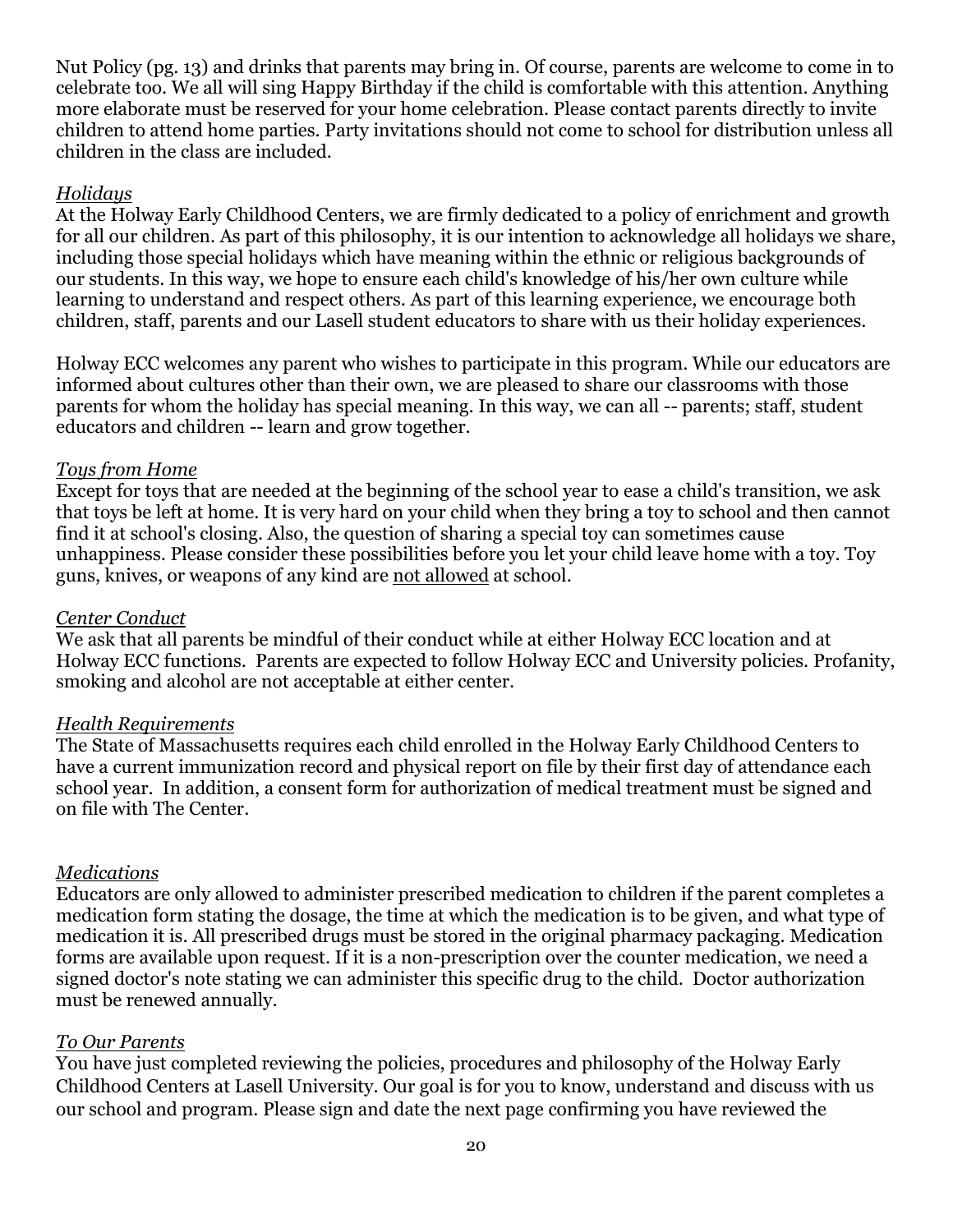Nut Policy (pg. 13) and drinks that parents may bring in. Of course, parents are welcome to come in to celebrate too. We all will sing Happy Birthday if the child is comfortable with this attention. Anything more elaborate must be reserved for your home celebration. Please contact parents directly to invite children to attend home parties. Party invitations should not come to school for distribution unless all children in the class are included.

*Holidays*

At the Holway Early Childhood Centers, we are firmly dedicated to a policy of enrichment and growth for all our children. As part of this philosophy, it is our intention to acknowledge all holidays we share, including those special holidays which have meaning within the ethnic or religious backgrounds of our students. In this way, we hope to ensure each child's knowledge of his/her own culture while learning to understand and respect others. As part of this learning experience, we encourage both children, staff, parents and our Lasell student educators to share with us their holiday experiences.

Holway ECC welcomes any parent who wishes to participate in this program. While our educators are informed about cultures other than their own, we are pleased to share our classrooms with those parents for whom the holiday has special meaning. In this way, we can all -- parents; staff, student educators and children -- learn and grow together.

*Toys from Home*

Except for toys that are needed at the beginning of the school year to ease a child's transition, we ask that toys be left at home. It is very hard on your child when they bring a toy to school and then cannot find it at school's closing. Also, the question of sharing a special toy can sometimes cause unhappiness. Please consider these possibilities before you let your child leave home with a toy. Toy guns, knives, or weapons of any kind are <u>not allowed</u> at school.

*Center Conduct*

We ask that all parents be mindful of their conduct while at either Holway ECC location and at Holway ECC functions. Parents are expected to follow Holway ECC and University policies. Profanity, smoking and alcohol are not acceptable at either center.

*Health Requirements*

The State of Massachusetts requires each child enrolled in the Holway Early Childhood Centers to have a current immunization record and physical report on file by their first day of attendance each school year. In addition, a consent form for authorization of medical treatment must be signed and on file with The Center.

*Medications*

Educators are only allowed to administer prescribed medication to children if the parent completes a medication form stating the dosage, the time at which the medication is to be given, and what type of medication it is. All prescribed drugs must be stored in the original pharmacy packaging. Medication forms are available upon request. If it is a non-prescription over the counter medication, we need a signed doctor's note stating we can administer this specific drug to the child. Doctor authorization must be renewed annually.

*To Our Parents*

You have just completed reviewing the policies, procedures and philosophy of the Holway Early Childhood Centers at Lasell University. Our goal is for you to know, understand and discuss with us our school and program. Please sign and date the next page confirming you have reviewed the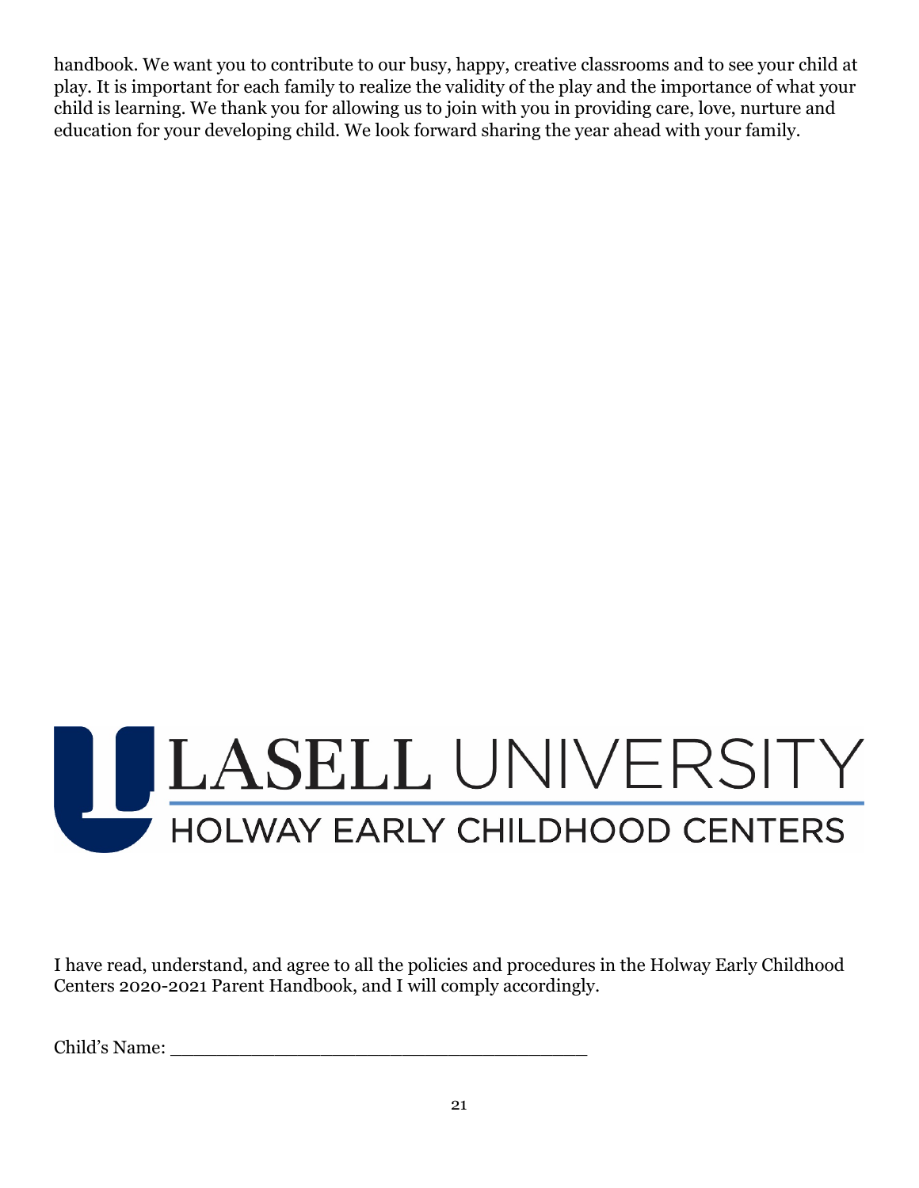handbook. We want you to contribute to our busy, happy, creative classrooms and to see your child at play. It is important for each family to realize the validity of the play and the importance of what your child is learning. We thank you for allowing us to join with you in providing care, love, nurture and education for your developing child. We look forward sharing the year ahead with your family.

LASELL UNIVERSITY
HOLWAY EARLY CHILDHOOD CENTERS

I have read, understand, and agree to all the policies and procedures in the Holway Early Childhood Centers 2020-2021 Parent Handbook, and I will comply accordingly.

Child's Name: _______________________________________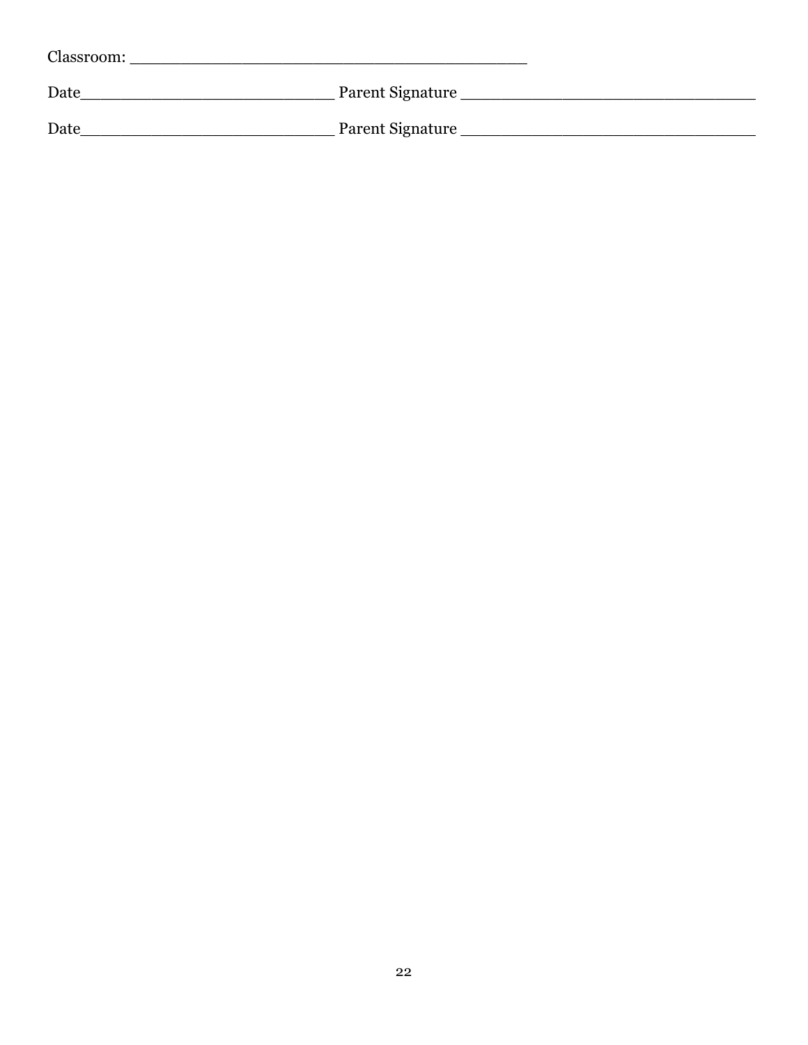Classroom: ________________________________________

Date__________________________ Parent Signature ______________________________

Date__________________________ Parent Signature ______________________________